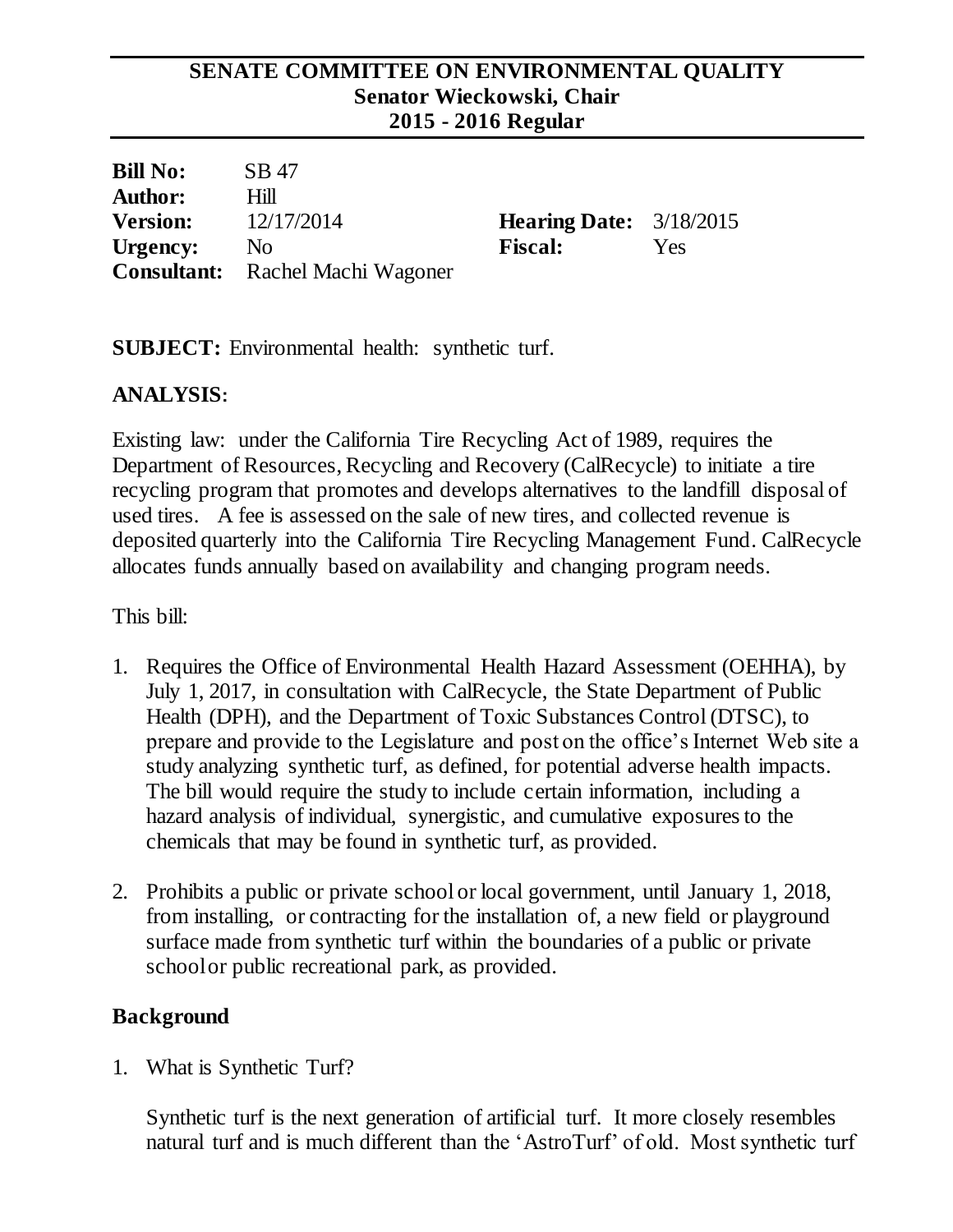# SENATE COMMITTEE ON ENVIRONMENTAL QUALITY
## Senator Wieckowski, Chair
## 2015 - 2016 Regular

| | | | |
|---|---|---|---|
| **Bill No:** | SB 47 | | |
| **Author:** | Hill | | |
| **Version:** | 12/17/2014 | **Hearing Date:** | 3/18/2015 |
| **Urgency:** | No | **Fiscal:** | Yes |
| **Consultant:** | Rachel Machi Wagoner | | |

**SUBJECT:** Environmental health: synthetic turf.

## ANALYSIS:

Existing law: under the California Tire Recycling Act of 1989, requires the Department of Resources, Recycling and Recovery (CalRecycle) to initiate a tire recycling program that promotes and develops alternatives to the landfill disposal of used tires. A fee is assessed on the sale of new tires, and collected revenue is deposited quarterly into the California Tire Recycling Management Fund. CalRecycle allocates funds annually based on availability and changing program needs.

This bill:

1. Requires the Office of Environmental Health Hazard Assessment (OEHHA), by July 1, 2017, in consultation with CalRecycle, the State Department of Public Health (DPH), and the Department of Toxic Substances Control (DTSC), to prepare and provide to the Legislature and post on the office's Internet Web site a study analyzing synthetic turf, as defined, for potential adverse health impacts. The bill would require the study to include certain information, including a hazard analysis of individual, synergistic, and cumulative exposures to the chemicals that may be found in synthetic turf, as provided.
2. Prohibits a public or private school or local government, until January 1, 2018, from installing, or contracting for the installation of, a new field or playground surface made from synthetic turf within the boundaries of a public or private school or public recreational park, as provided.

## Background

1. What is Synthetic Turf?

   Synthetic turf is the next generation of artificial turf. It more closely resembles natural turf and is much different than the 'AstroTurf' of old. Most synthetic turf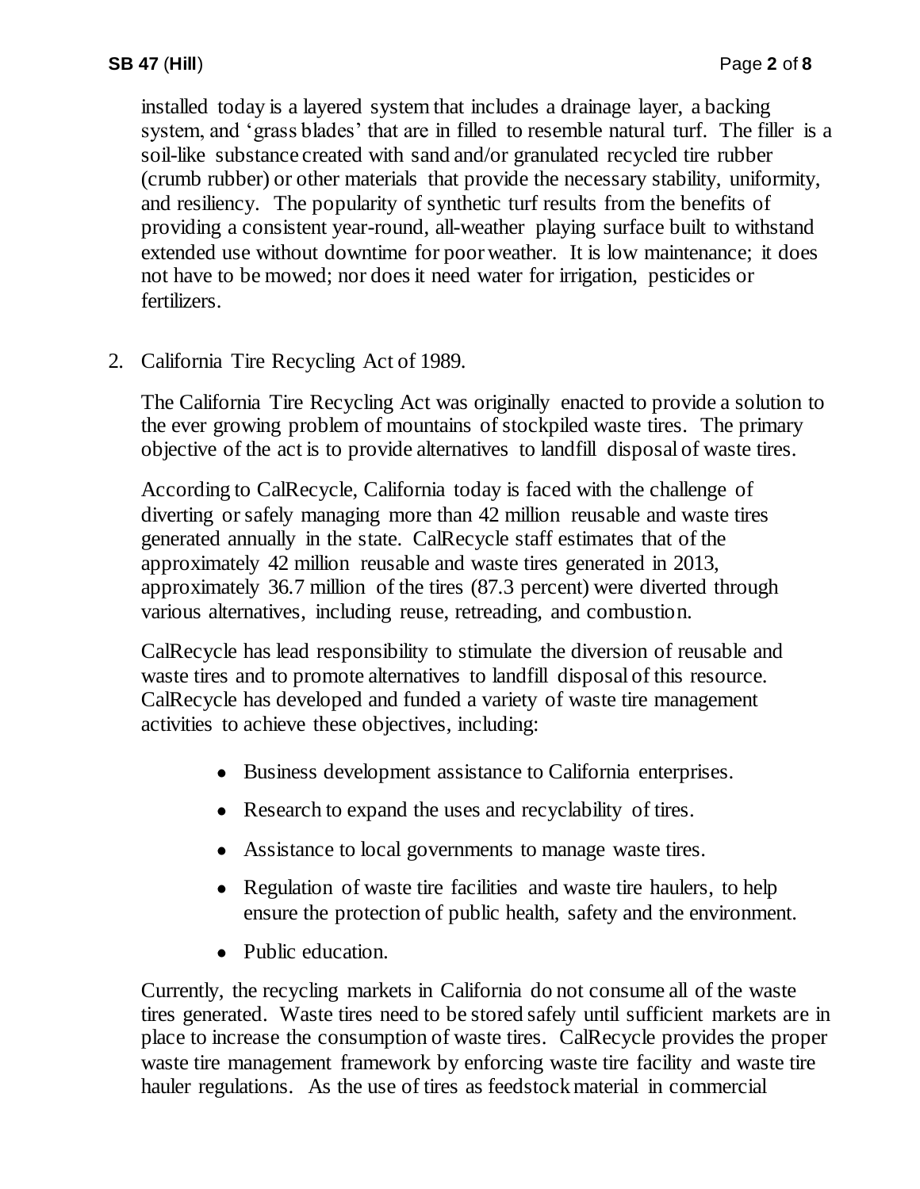installed today is a layered system that includes a drainage layer, a backing system, and 'grass blades' that are in filled to resemble natural turf. The filler is a soil-like substance created with sand and/or granulated recycled tire rubber (crumb rubber) or other materials that provide the necessary stability, uniformity, and resiliency. The popularity of synthetic turf results from the benefits of providing a consistent year-round, all-weather playing surface built to withstand extended use without downtime for poor weather. It is low maintenance; it does not have to be mowed; nor does it need water for irrigation, pesticides or fertilizers.

2. California Tire Recycling Act of 1989.

   The California Tire Recycling Act was originally enacted to provide a solution to the ever growing problem of mountains of stockpiled waste tires. The primary objective of the act is to provide alternatives to landfill disposal of waste tires.

   According to CalRecycle, California today is faced with the challenge of diverting or safely managing more than 42 million reusable and waste tires generated annually in the state. CalRecycle staff estimates that of the approximately 42 million reusable and waste tires generated in 2013, approximately 36.7 million of the tires (87.3 percent) were diverted through various alternatives, including reuse, retreading, and combustion.

   CalRecycle has lead responsibility to stimulate the diversion of reusable and waste tires and to promote alternatives to landfill disposal of this resource. CalRecycle has developed and funded a variety of waste tire management activities to achieve these objectives, including:

   - Business development assistance to California enterprises.
   - Research to expand the uses and recyclability of tires.
   - Assistance to local governments to manage waste tires.
   - Regulation of waste tire facilities and waste tire haulers, to help ensure the protection of public health, safety and the environment.
   - Public education.

   Currently, the recycling markets in California do not consume all of the waste tires generated. Waste tires need to be stored safely until sufficient markets are in place to increase the consumption of waste tires. CalRecycle provides the proper waste tire management framework by enforcing waste tire facility and waste tire hauler regulations. As the use of tires as feedstock material in commercial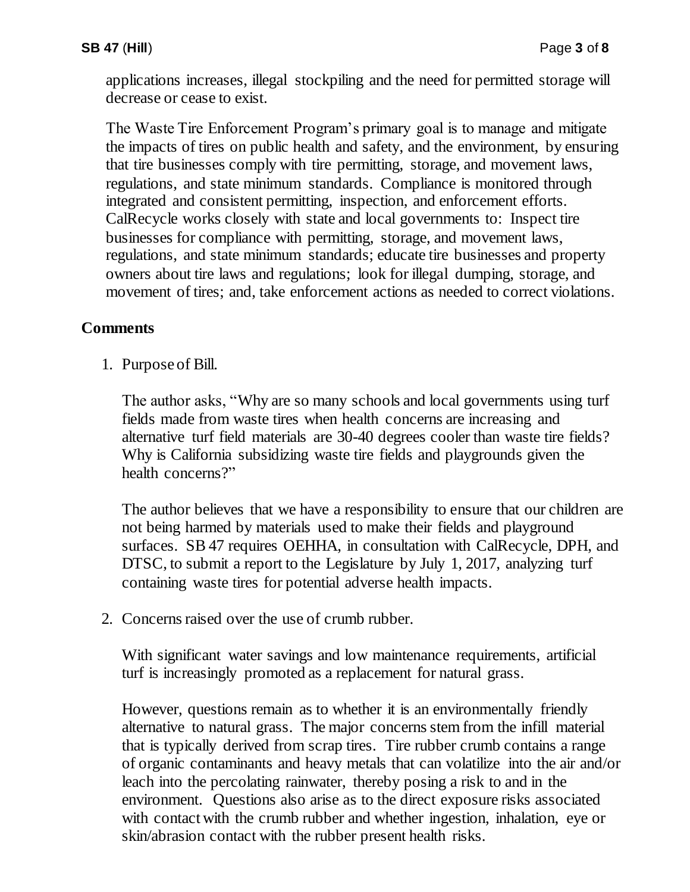applications increases, illegal stockpiling and the need for permitted storage will decrease or cease to exist.

The Waste Tire Enforcement Program's primary goal is to manage and mitigate the impacts of tires on public health and safety, and the environment, by ensuring that tire businesses comply with tire permitting, storage, and movement laws, regulations, and state minimum standards. Compliance is monitored through integrated and consistent permitting, inspection, and enforcement efforts. CalRecycle works closely with state and local governments to: Inspect tire businesses for compliance with permitting, storage, and movement laws, regulations, and state minimum standards; educate tire businesses and property owners about tire laws and regulations; look for illegal dumping, storage, and movement of tires; and, take enforcement actions as needed to correct violations.

## Comments

1. Purpose of Bill.

   The author asks, "Why are so many schools and local governments using turf fields made from waste tires when health concerns are increasing and alternative turf field materials are 30-40 degrees cooler than waste tire fields? Why is California subsidizing waste tire fields and playgrounds given the health concerns?"

   The author believes that we have a responsibility to ensure that our children are not being harmed by materials used to make their fields and playground surfaces. SB 47 requires OEHHA, in consultation with CalRecycle, DPH, and DTSC, to submit a report to the Legislature by July 1, 2017, analyzing turf containing waste tires for potential adverse health impacts.

2. Concerns raised over the use of crumb rubber.

   With significant water savings and low maintenance requirements, artificial turf is increasingly promoted as a replacement for natural grass.

   However, questions remain as to whether it is an environmentally friendly alternative to natural grass. The major concerns stem from the infill material that is typically derived from scrap tires. Tire rubber crumb contains a range of organic contaminants and heavy metals that can volatilize into the air and/or leach into the percolating rainwater, thereby posing a risk to and in the environment. Questions also arise as to the direct exposure risks associated with contact with the crumb rubber and whether ingestion, inhalation, eye or skin/abrasion contact with the rubber present health risks.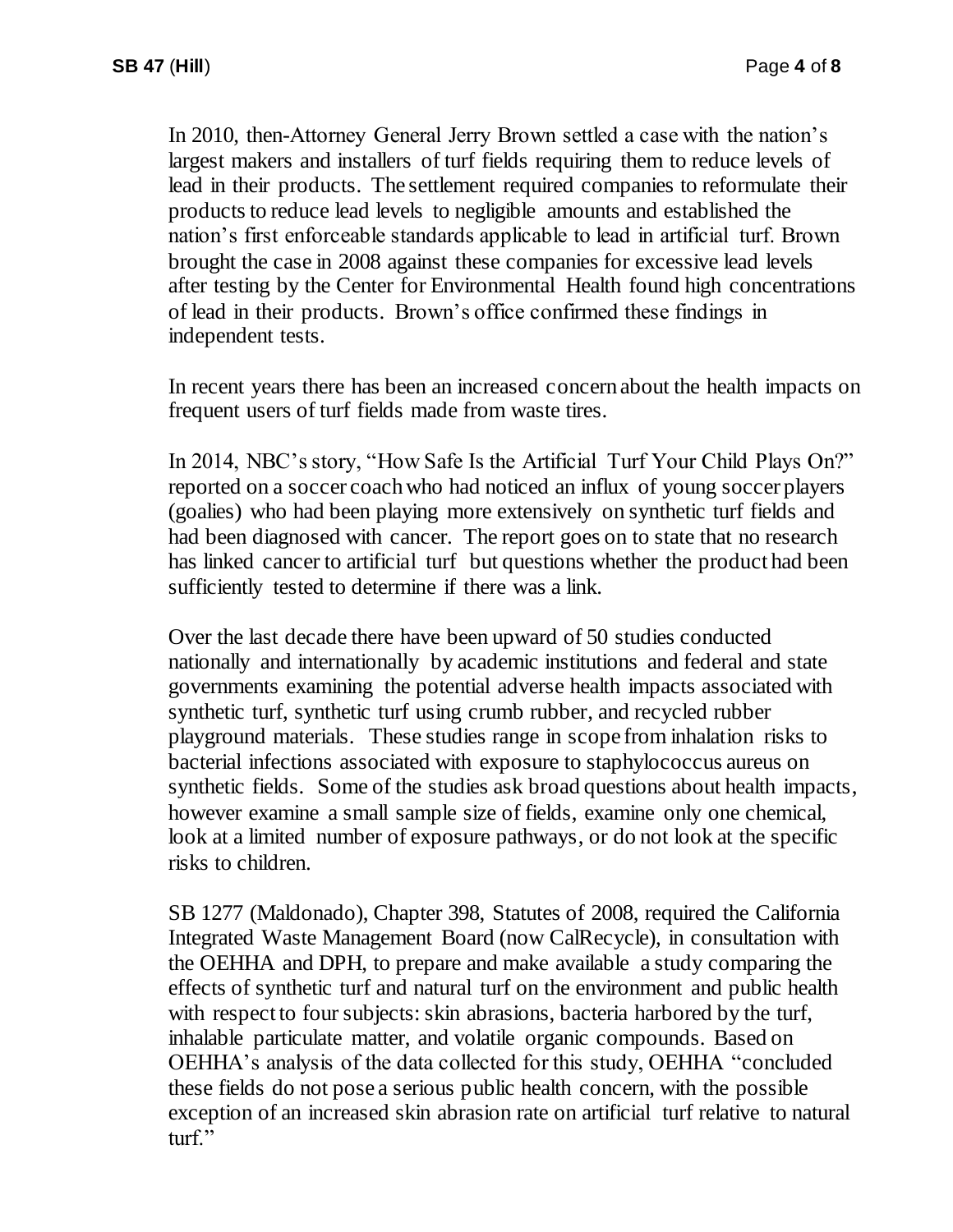In 2010, then-Attorney General Jerry Brown settled a case with the nation's largest makers and installers of turf fields requiring them to reduce levels of lead in their products. The settlement required companies to reformulate their products to reduce lead levels to negligible amounts and established the nation's first enforceable standards applicable to lead in artificial turf. Brown brought the case in 2008 against these companies for excessive lead levels after testing by the Center for Environmental Health found high concentrations of lead in their products. Brown's office confirmed these findings in independent tests.

In recent years there has been an increased concern about the health impacts on frequent users of turf fields made from waste tires.

In 2014, NBC's story, "How Safe Is the Artificial Turf Your Child Plays On?" reported on a soccer coach who had noticed an influx of young soccer players (goalies) who had been playing more extensively on synthetic turf fields and had been diagnosed with cancer. The report goes on to state that no research has linked cancer to artificial turf but questions whether the product had been sufficiently tested to determine if there was a link.

Over the last decade there have been upward of 50 studies conducted nationally and internationally by academic institutions and federal and state governments examining the potential adverse health impacts associated with synthetic turf, synthetic turf using crumb rubber, and recycled rubber playground materials. These studies range in scope from inhalation risks to bacterial infections associated with exposure to staphylococcus aureus on synthetic fields. Some of the studies ask broad questions about health impacts, however examine a small sample size of fields, examine only one chemical, look at a limited number of exposure pathways, or do not look at the specific risks to children.

SB 1277 (Maldonado), Chapter 398, Statutes of 2008, required the California Integrated Waste Management Board (now CalRecycle), in consultation with the OEHHA and DPH, to prepare and make available a study comparing the effects of synthetic turf and natural turf on the environment and public health with respect to four subjects: skin abrasions, bacteria harbored by the turf, inhalable particulate matter, and volatile organic compounds. Based on OEHHA's analysis of the data collected for this study, OEHHA "concluded these fields do not pose a serious public health concern, with the possible exception of an increased skin abrasion rate on artificial turf relative to natural turf."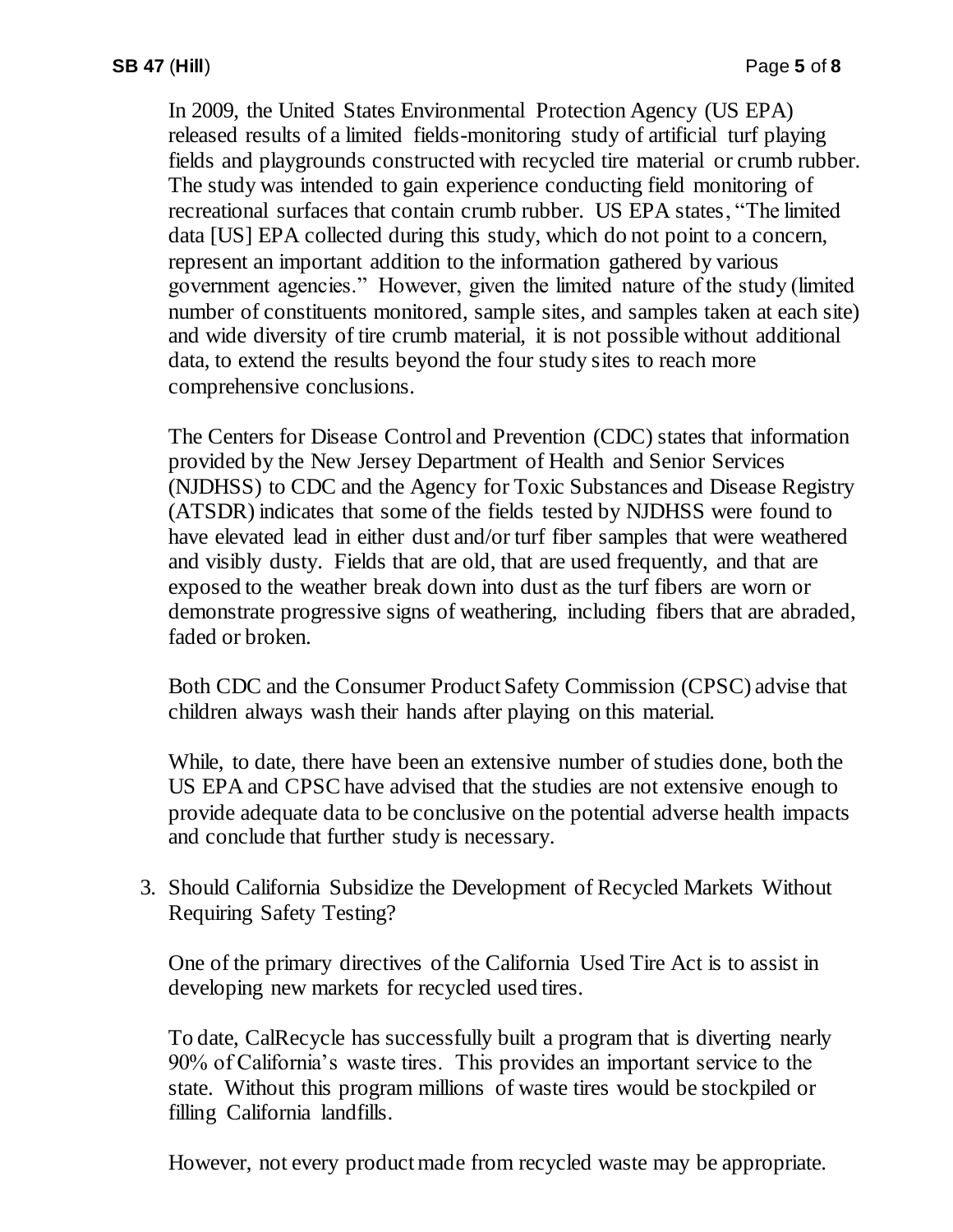In 2009, the United States Environmental Protection Agency (US EPA) released results of a limited fields-monitoring study of artificial turf playing fields and playgrounds constructed with recycled tire material or crumb rubber. The study was intended to gain experience conducting field monitoring of recreational surfaces that contain crumb rubber. US EPA states, "The limited data [US] EPA collected during this study, which do not point to a concern, represent an important addition to the information gathered by various government agencies." However, given the limited nature of the study (limited number of constituents monitored, sample sites, and samples taken at each site) and wide diversity of tire crumb material, it is not possible without additional data, to extend the results beyond the four study sites to reach more comprehensive conclusions.

The Centers for Disease Control and Prevention (CDC) states that information provided by the New Jersey Department of Health and Senior Services (NJDHSS) to CDC and the Agency for Toxic Substances and Disease Registry (ATSDR) indicates that some of the fields tested by NJDHSS were found to have elevated lead in either dust and/or turf fiber samples that were weathered and visibly dusty. Fields that are old, that are used frequently, and that are exposed to the weather break down into dust as the turf fibers are worn or demonstrate progressive signs of weathering, including fibers that are abraded, faded or broken.

Both CDC and the Consumer Product Safety Commission (CPSC) advise that children always wash their hands after playing on this material.

While, to date, there have been an extensive number of studies done, both the US EPA and CPSC have advised that the studies are not extensive enough to provide adequate data to be conclusive on the potential adverse health impacts and conclude that further study is necessary.

3. Should California Subsidize the Development of Recycled Markets Without Requiring Safety Testing?

   One of the primary directives of the California Used Tire Act is to assist in developing new markets for recycled used tires.

   To date, CalRecycle has successfully built a program that is diverting nearly 90% of California's waste tires. This provides an important service to the state. Without this program millions of waste tires would be stockpiled or filling California landfills.

   However, not every product made from recycled waste may be appropriate.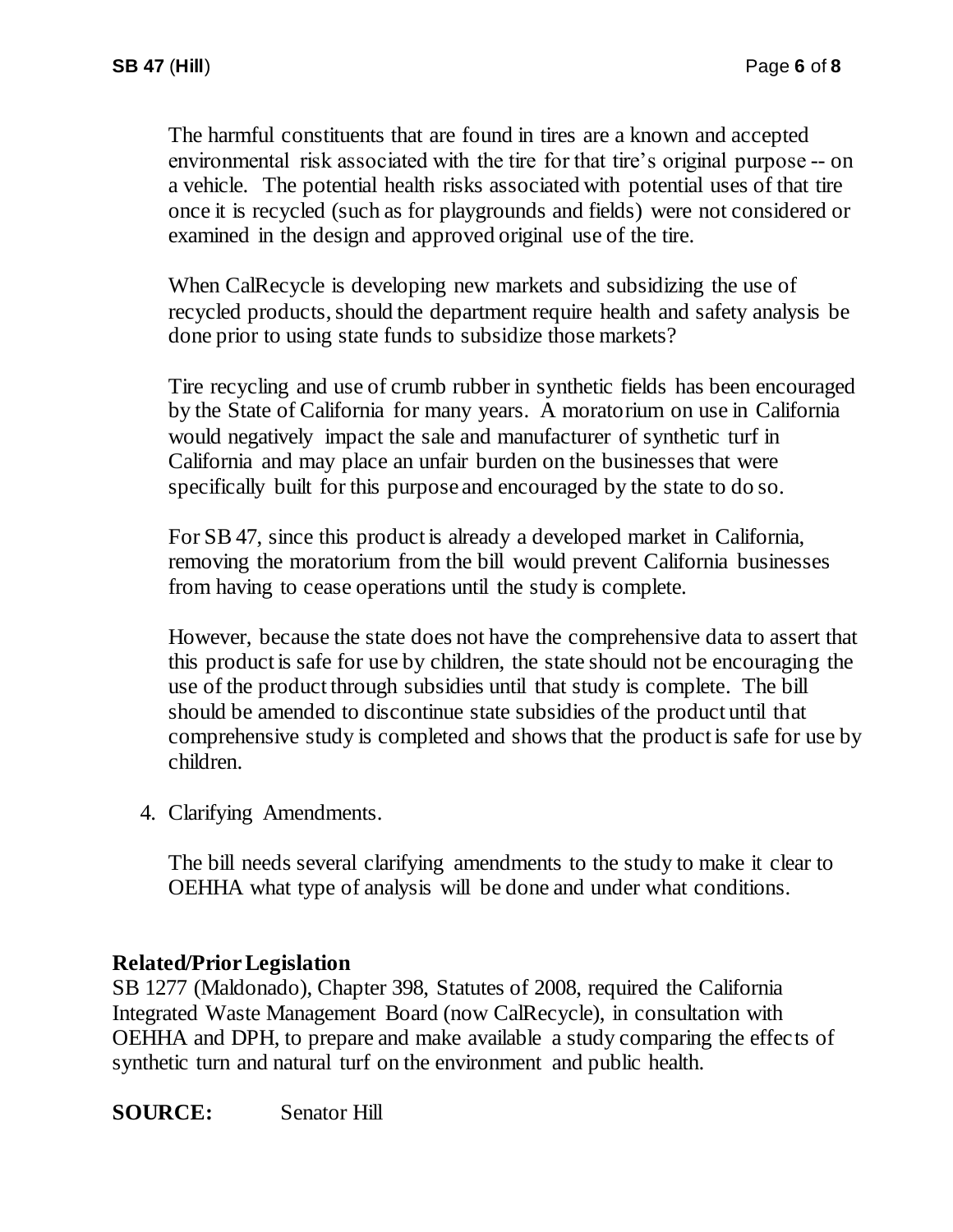The harmful constituents that are found in tires are a known and accepted environmental risk associated with the tire for that tire's original purpose -- on a vehicle. The potential health risks associated with potential uses of that tire once it is recycled (such as for playgrounds and fields) were not considered or examined in the design and approved original use of the tire.

When CalRecycle is developing new markets and subsidizing the use of recycled products, should the department require health and safety analysis be done prior to using state funds to subsidize those markets?

Tire recycling and use of crumb rubber in synthetic fields has been encouraged by the State of California for many years. A moratorium on use in California would negatively impact the sale and manufacturer of synthetic turf in California and may place an unfair burden on the businesses that were specifically built for this purpose and encouraged by the state to do so.

For SB 47, since this product is already a developed market in California, removing the moratorium from the bill would prevent California businesses from having to cease operations until the study is complete.

However, because the state does not have the comprehensive data to assert that this product is safe for use by children, the state should not be encouraging the use of the product through subsidies until that study is complete. The bill should be amended to discontinue state subsidies of the product until that comprehensive study is completed and shows that the product is safe for use by children.

4. Clarifying Amendments.

   The bill needs several clarifying amendments to the study to make it clear to OEHHA what type of analysis will be done and under what conditions.

**Related/Prior Legislation**

SB 1277 (Maldonado), Chapter 398, Statutes of 2008, required the California Integrated Waste Management Board (now CalRecycle), in consultation with OEHHA and DPH, to prepare and make available a study comparing the effects of synthetic turn and natural turf on the environment and public health.

**SOURCE:** Senator Hill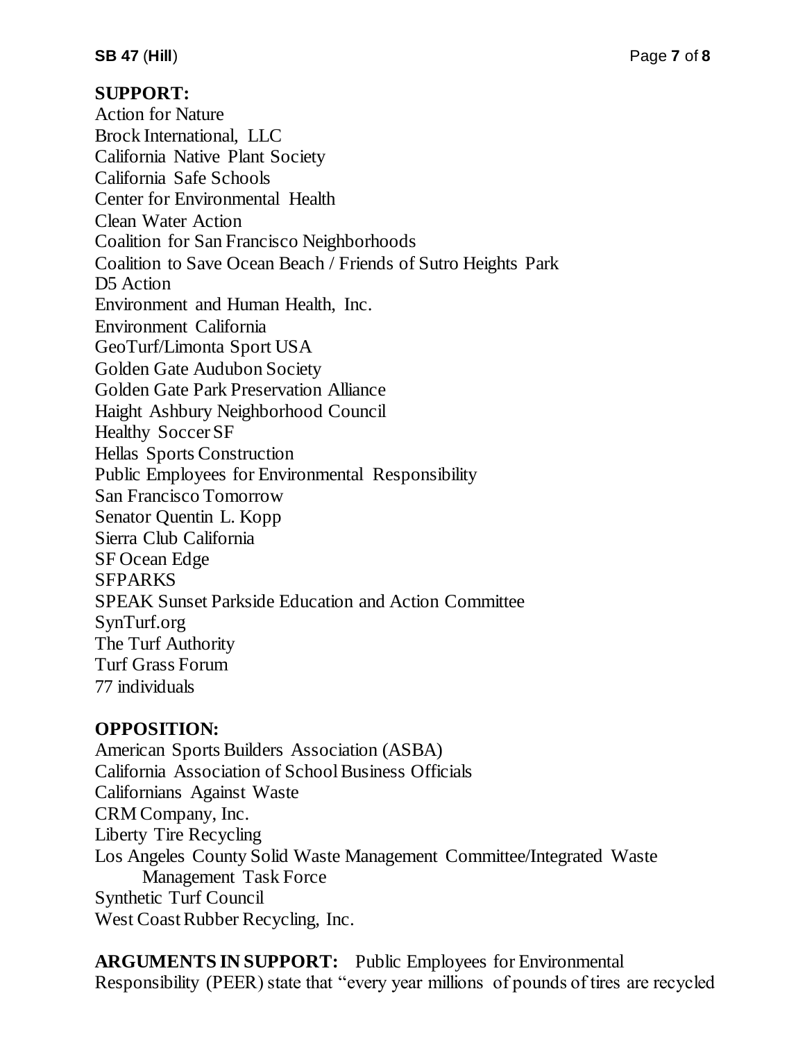**SUPPORT:**
Action for Nature
Brock International, LLC
California Native Plant Society
California Safe Schools
Center for Environmental Health
Clean Water Action
Coalition for San Francisco Neighborhoods
Coalition to Save Ocean Beach / Friends of Sutro Heights Park
D5 Action
Environment and Human Health, Inc.
Environment California
GeoTurf/Limonta Sport USA
Golden Gate Audubon Society
Golden Gate Park Preservation Alliance
Haight Ashbury Neighborhood Council
Healthy Soccer SF
Hellas Sports Construction
Public Employees for Environmental Responsibility
San Francisco Tomorrow
Senator Quentin L. Kopp
Sierra Club California
SF Ocean Edge
SFPARKS
SPEAK Sunset Parkside Education and Action Committee
SynTurf.org
The Turf Authority
Turf Grass Forum
77 individuals

**OPPOSITION:**
American Sports Builders Association (ASBA)
California Association of School Business Officials
Californians Against Waste
CRM Company, Inc.
Liberty Tire Recycling
Los Angeles County Solid Waste Management Committee/Integrated Waste Management Task Force
Synthetic Turf Council
West Coast Rubber Recycling, Inc.

**ARGUMENTS IN SUPPORT:** Public Employees for Environmental Responsibility (PEER) state that "every year millions of pounds of tires are recycled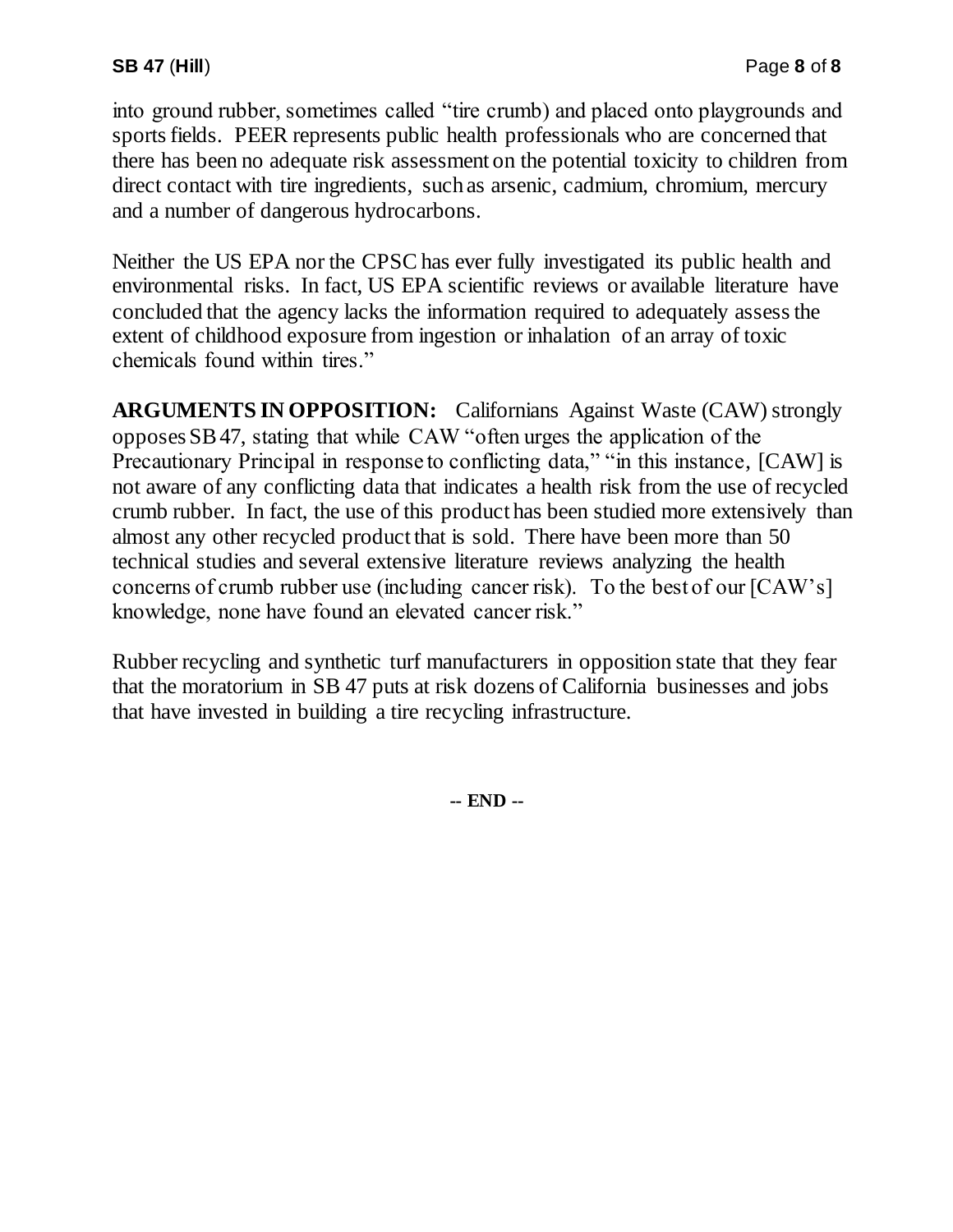into ground rubber, sometimes called "tire crumb) and placed onto playgrounds and sports fields. PEER represents public health professionals who are concerned that there has been no adequate risk assessment on the potential toxicity to children from direct contact with tire ingredients, such as arsenic, cadmium, chromium, mercury and a number of dangerous hydrocarbons.

Neither the US EPA nor the CPSC has ever fully investigated its public health and environmental risks. In fact, US EPA scientific reviews or available literature have concluded that the agency lacks the information required to adequately assess the extent of childhood exposure from ingestion or inhalation of an array of toxic chemicals found within tires."

**ARGUMENTS IN OPPOSITION:** Californians Against Waste (CAW) strongly opposes SB 47, stating that while CAW "often urges the application of the Precautionary Principal in response to conflicting data," "in this instance, [CAW] is not aware of any conflicting data that indicates a health risk from the use of recycled crumb rubber. In fact, the use of this product has been studied more extensively than almost any other recycled product that is sold. There have been more than 50 technical studies and several extensive literature reviews analyzing the health concerns of crumb rubber use (including cancer risk). To the best of our [CAW's] knowledge, none have found an elevated cancer risk."

Rubber recycling and synthetic turf manufacturers in opposition state that they fear that the moratorium in SB 47 puts at risk dozens of California businesses and jobs that have invested in building a tire recycling infrastructure.

**-- END --**